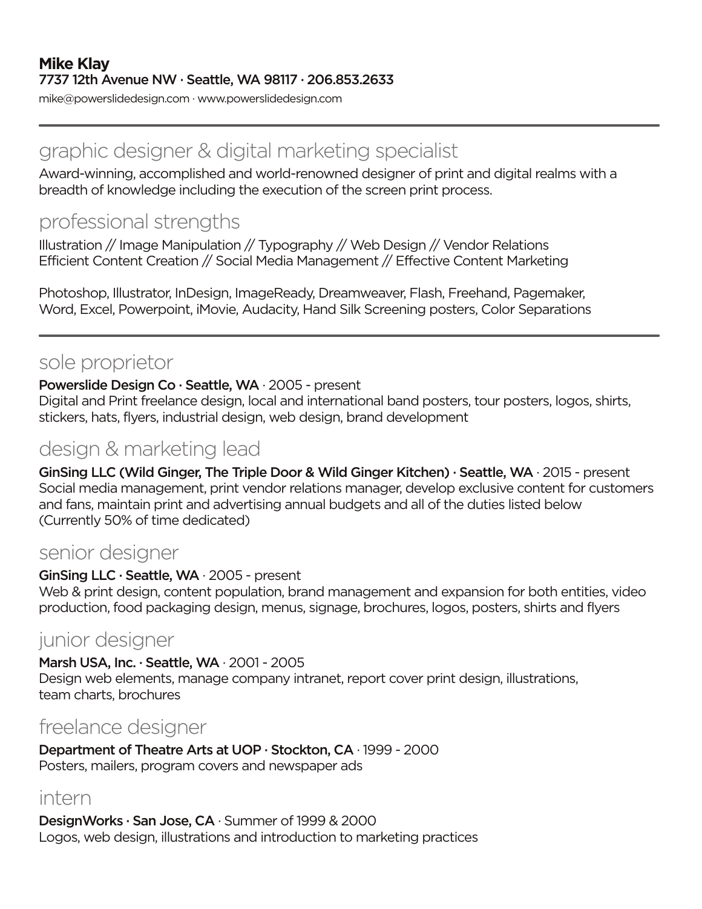# Mike Klay

**7737 12th Avenue NW · Seattle, WA 98117 · 206.853.2633**

mike@powerslidedesign.com · www.powerslidedesign.com

---

## graphic designer & digital marketing specialist

Award-winning, accomplished and world-renowned designer of print and digital realms with a breadth of knowledge including the execution of the screen print process.

## professional strengths

Illustration // Image Manipulation // Typography // Web Design // Vendor Relations
Efficient Content Creation // Social Media Management // Effective Content Marketing

Photoshop, Illustrator, InDesign, ImageReady, Dreamweaver, Flash, Freehand, Pagemaker, Word, Excel, Powerpoint, iMovie, Audacity, Hand Silk Screening posters, Color Separations

---

## sole proprietor

**Powerslide Design Co · Seattle, WA** · 2005 - present
Digital and Print freelance design, local and international band posters, tour posters, logos, shirts, stickers, hats, flyers, industrial design, web design, brand development

## design & marketing lead

**GinSing LLC (Wild Ginger, The Triple Door & Wild Ginger Kitchen) · Seattle, WA** · 2015 - present
Social media management, print vendor relations manager, develop exclusive content for customers and fans, maintain print and advertising annual budgets and all of the duties listed below
(Currently 50% of time dedicated)

## senior designer

**GinSing LLC · Seattle, WA** · 2005 - present
Web & print design, content population, brand management and expansion for both entities, video production, food packaging design, menus, signage, brochures, logos, posters, shirts and flyers

## junior designer

**Marsh USA, Inc. · Seattle, WA** · 2001 - 2005
Design web elements, manage company intranet, report cover print design, illustrations, team charts, brochures

## freelance designer

**Department of Theatre Arts at UOP · Stockton, CA** · 1999 - 2000
Posters, mailers, program covers and newspaper ads

## intern

**DesignWorks · San Jose, CA** · Summer of 1999 & 2000
Logos, web design, illustrations and introduction to marketing practices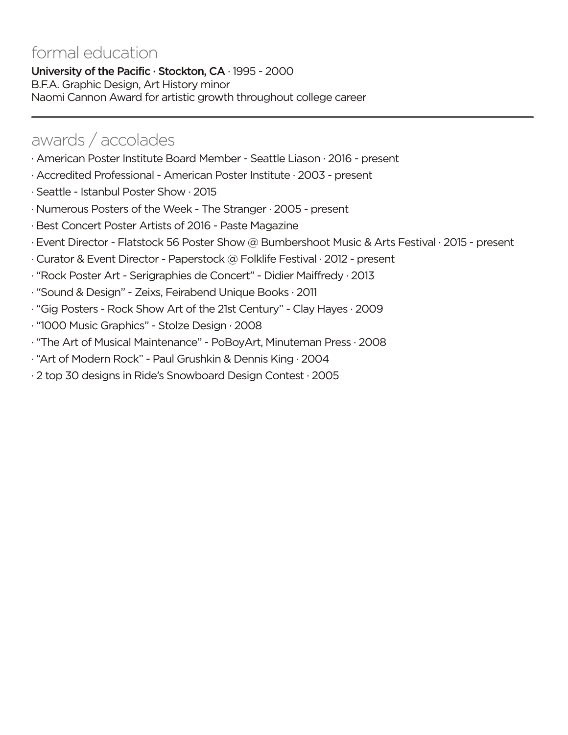## formal education

**University of the Pacific · Stockton, CA** · 1995 - 2000
B.F.A. Graphic Design, Art History minor
Naomi Cannon Award for artistic growth throughout college career

---

## awards / accolades

· American Poster Institute Board Member - Seattle Liason · 2016 - present
· Accredited Professional - American Poster Institute · 2003 - present
· Seattle - Istanbul Poster Show · 2015
· Numerous Posters of the Week - The Stranger · 2005 - present
· Best Concert Poster Artists of 2016 - Paste Magazine
· Event Director - Flatstock 56 Poster Show @ Bumbershoot Music & Arts Festival · 2015 - present
· Curator & Event Director - Paperstock @ Folklife Festival · 2012 - present
· "Rock Poster Art - Serigraphies de Concert" - Didier Maiffredy · 2013
· "Sound & Design" - Zeixs, Feirabend Unique Books · 2011
· "Gig Posters - Rock Show Art of the 21st Century" - Clay Hayes · 2009
· "1000 Music Graphics" - Stolze Design · 2008
· "The Art of Musical Maintenance" - PoBoyArt, Minuteman Press · 2008
· "Art of Modern Rock" - Paul Grushkin & Dennis King · 2004
· 2 top 30 designs in Ride's Snowboard Design Contest · 2005